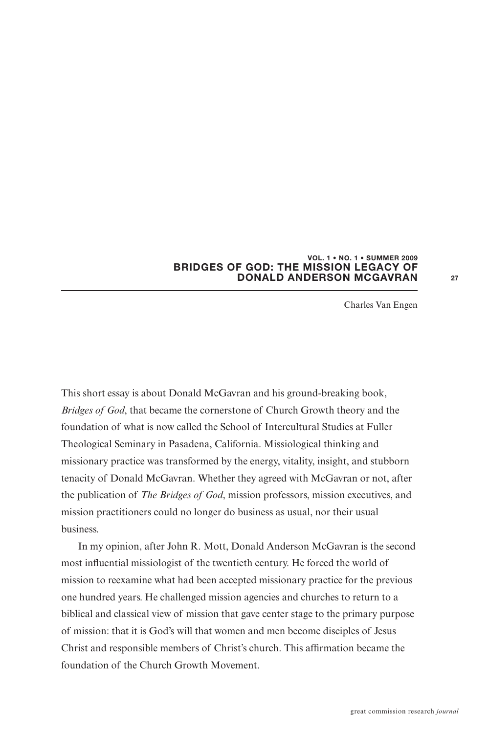# BRIDGES OF GOD: THE MISSION LEGACY OF DONALD ANDERSON MCGAVRAN

Charles Van Engen

This short essay is about Donald McGavran and his ground-breaking book, *Bridges of God*, that became the cornerstone of Church Growth theory and the foundation of what is now called the School of Intercultural Studies at Fuller Theological Seminary in Pasadena, California. Missiological thinking and missionary practice was transformed by the energy, vitality, insight, and stubborn tenacity of Donald McGavran. Whether they agreed with McGavran or not, after the publication of *The Bridges of God*, mission professors, mission executives, and mission practitioners could no longer do business as usual, nor their usual business.

In my opinion, after John R. Mott, Donald Anderson McGavran is the second most influential missiologist of the twentieth century. He forced the world of mission to reexamine what had been accepted missionary practice for the previous one hundred years. He challenged mission agencies and churches to return to a biblical and classical view of mission that gave center stage to the primary purpose of mission: that it is God's will that women and men become disciples of Jesus Christ and responsible members of Christ's church. This affirmation became the foundation of the Church Growth Movement.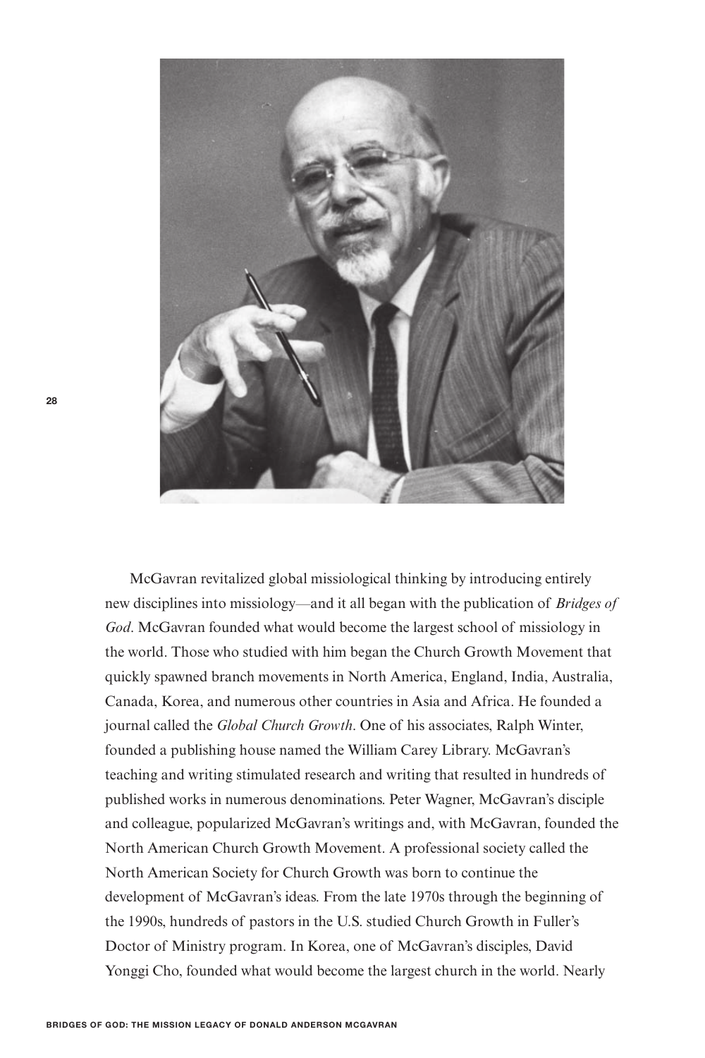McGavran revitalized global missiological thinking by introducing entirely new disciplines into missiology—and it all began with the publication of *Bridges of God*. McGavran founded what would become the largest school of missiology in the world. Those who studied with him began the Church Growth Movement that quickly spawned branch movements in North America, England, India, Australia, Canada, Korea, and numerous other countries in Asia and Africa. He founded a journal called the *Global Church Growth*. One of his associates, Ralph Winter, founded a publishing house named the William Carey Library. McGavran's teaching and writing stimulated research and writing that resulted in hundreds of published works in numerous denominations. Peter Wagner, McGavran's disciple and colleague, popularized McGavran's writings and, with McGavran, founded the North American Church Growth Movement. A professional society called the North American Society for Church Growth was born to continue the development of McGavran's ideas. From the late 1970s through the beginning of the 1990s, hundreds of pastors in the U.S. studied Church Growth in Fuller's Doctor of Ministry program. In Korea, one of McGavran's disciples, David Yonggi Cho, founded what would become the largest church in the world. Nearly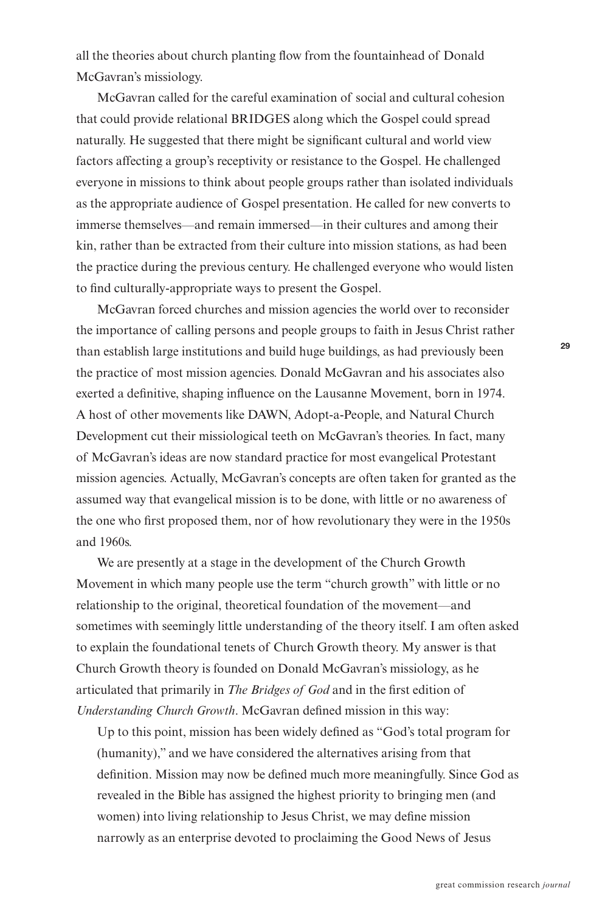all the theories about church planting flow from the fountainhead of Donald McGavran's missiology.

McGavran called for the careful examination of social and cultural cohesion that could provide relational BRIDGES along which the Gospel could spread naturally. He suggested that there might be significant cultural and world view factors affecting a group's receptivity or resistance to the Gospel. He challenged everyone in missions to think about people groups rather than isolated individuals as the appropriate audience of Gospel presentation. He called for new converts to immerse themselves—and remain immersed—in their cultures and among their kin, rather than be extracted from their culture into mission stations, as had been the practice during the previous century. He challenged everyone who would listen to find culturally-appropriate ways to present the Gospel.

McGavran forced churches and mission agencies the world over to reconsider the importance of calling persons and people groups to faith in Jesus Christ rather than establish large institutions and build huge buildings, as had previously been the practice of most mission agencies. Donald McGavran and his associates also exerted a definitive, shaping influence on the Lausanne Movement, born in 1974. A host of other movements like DAWN, Adopt-a-People, and Natural Church Development cut their missiological teeth on McGavran's theories. In fact, many of McGavran's ideas are now standard practice for most evangelical Protestant mission agencies. Actually, McGavran's concepts are often taken for granted as the assumed way that evangelical mission is to be done, with little or no awareness of the one who first proposed them, nor of how revolutionary they were in the 1950s and 1960s.

We are presently at a stage in the development of the Church Growth Movement in which many people use the term "church growth" with little or no relationship to the original, theoretical foundation of the movement—and sometimes with seemingly little understanding of the theory itself. I am often asked to explain the foundational tenets of Church Growth theory. My answer is that Church Growth theory is founded on Donald McGavran's missiology, as he articulated that primarily in *The Bridges of God* and in the first edition of *Understanding Church Growth*. McGavran defined mission in this way:

> Up to this point, mission has been widely defined as "God's total program for (humanity)," and we have considered the alternatives arising from that definition. Mission may now be defined much more meaningfully. Since God as revealed in the Bible has assigned the highest priority to bringing men (and women) into living relationship to Jesus Christ, we may define mission narrowly as an enterprise devoted to proclaiming the Good News of Jesus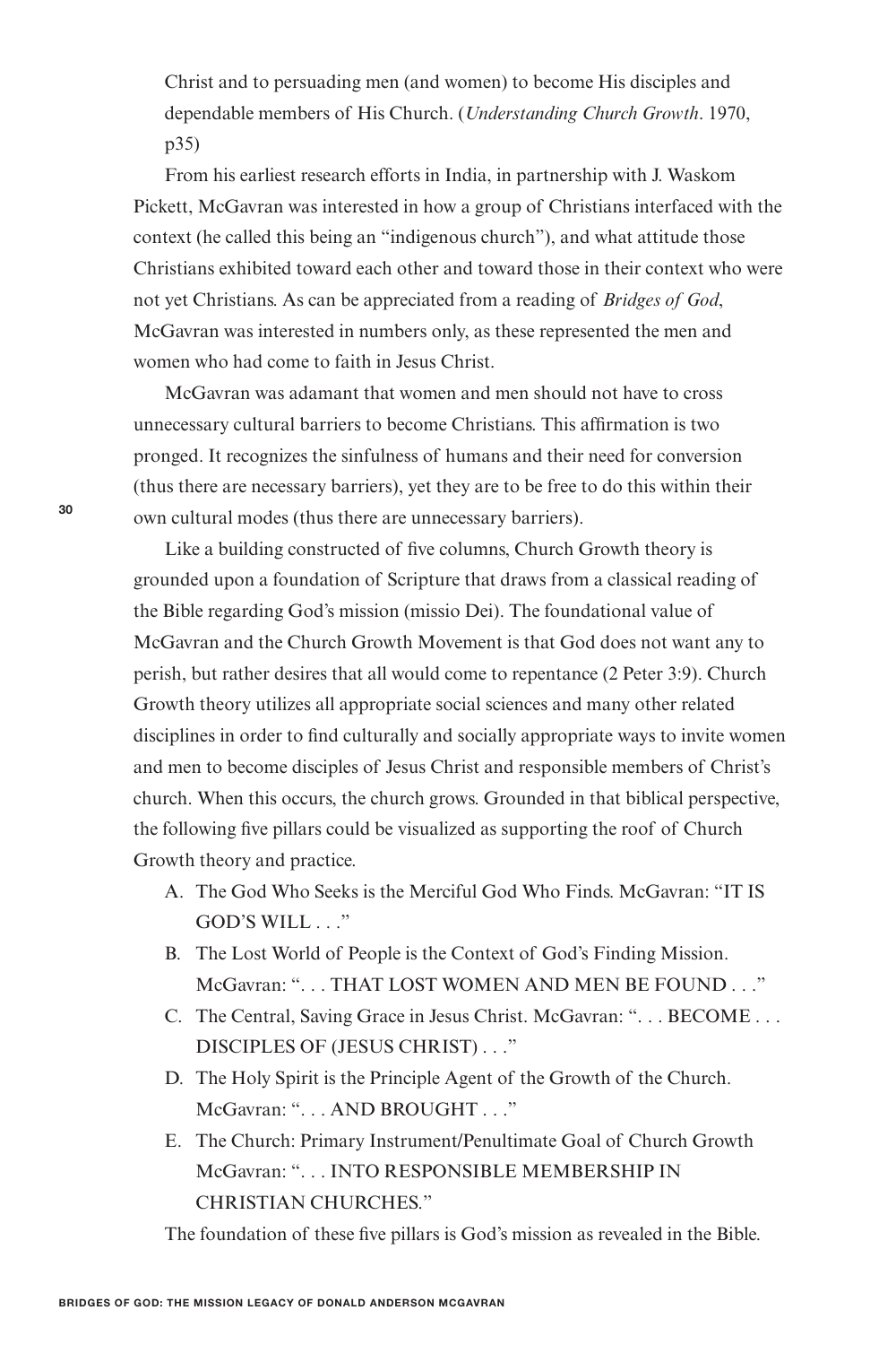Christ and to persuading men (and women) to become His disciples and dependable members of His Church. (*Understanding Church Growth*. 1970, p35)

From his earliest research efforts in India, in partnership with J. Waskom Pickett, McGavran was interested in how a group of Christians interfaced with the context (he called this being an "indigenous church"), and what attitude those Christians exhibited toward each other and toward those in their context who were not yet Christians. As can be appreciated from a reading of *Bridges of God*, McGavran was interested in numbers only, as these represented the men and women who had come to faith in Jesus Christ.

McGavran was adamant that women and men should not have to cross unnecessary cultural barriers to become Christians. This affirmation is two pronged. It recognizes the sinfulness of humans and their need for conversion (thus there are necessary barriers), yet they are to be free to do this within their own cultural modes (thus there are unnecessary barriers).

Like a building constructed of five columns, Church Growth theory is grounded upon a foundation of Scripture that draws from a classical reading of the Bible regarding God's mission (missio Dei). The foundational value of McGavran and the Church Growth Movement is that God does not want any to perish, but rather desires that all would come to repentance (2 Peter 3:9). Church Growth theory utilizes all appropriate social sciences and many other related disciplines in order to find culturally and socially appropriate ways to invite women and men to become disciples of Jesus Christ and responsible members of Christ's church. When this occurs, the church grows. Grounded in that biblical perspective, the following five pillars could be visualized as supporting the roof of Church Growth theory and practice.

A. The God Who Seeks is the Merciful God Who Finds. McGavran: "IT IS GOD'S WILL . . ."
B. The Lost World of People is the Context of God's Finding Mission. McGavran: ". . . THAT LOST WOMEN AND MEN BE FOUND . . ."
C. The Central, Saving Grace in Jesus Christ. McGavran: ". . . BECOME . . . DISCIPLES OF (JESUS CHRIST) . . ."
D. The Holy Spirit is the Principle Agent of the Growth of the Church. McGavran: ". . . AND BROUGHT . . ."
E. The Church: Primary Instrument/Penultimate Goal of Church Growth McGavran: ". . . INTO RESPONSIBLE MEMBERSHIP IN CHRISTIAN CHURCHES."

The foundation of these five pillars is God's mission as revealed in the Bible.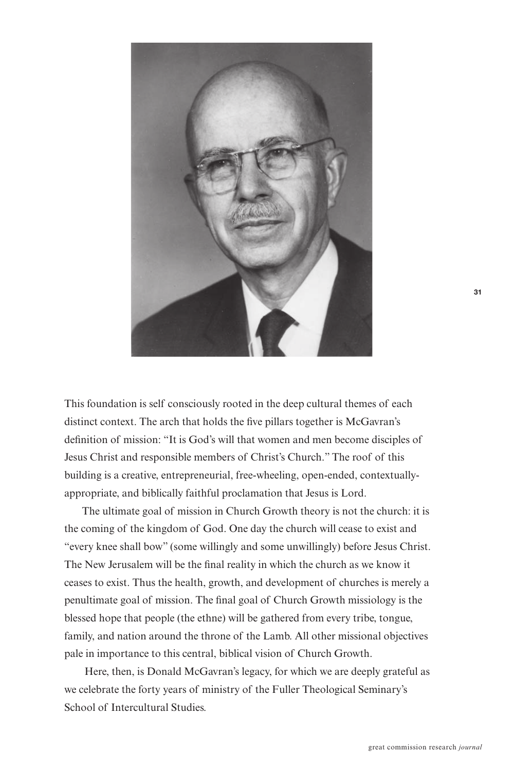This foundation is self consciously rooted in the deep cultural themes of each distinct context. The arch that holds the five pillars together is McGavran's definition of mission: "It is God's will that women and men become disciples of Jesus Christ and responsible members of Christ's Church." The roof of this building is a creative, entrepreneurial, free-wheeling, open-ended, contextually-appropriate, and biblically faithful proclamation that Jesus is Lord.

The ultimate goal of mission in Church Growth theory is not the church: it is the coming of the kingdom of God. One day the church will cease to exist and "every knee shall bow" (some willingly and some unwillingly) before Jesus Christ. The New Jerusalem will be the final reality in which the church as we know it ceases to exist. Thus the health, growth, and development of churches is merely a penultimate goal of mission. The final goal of Church Growth missiology is the blessed hope that people (the ethne) will be gathered from every tribe, tongue, family, and nation around the throne of the Lamb. All other missional objectives pale in importance to this central, biblical vision of Church Growth.

Here, then, is Donald McGavran's legacy, for which we are deeply grateful as we celebrate the forty years of ministry of the Fuller Theological Seminary's School of Intercultural Studies.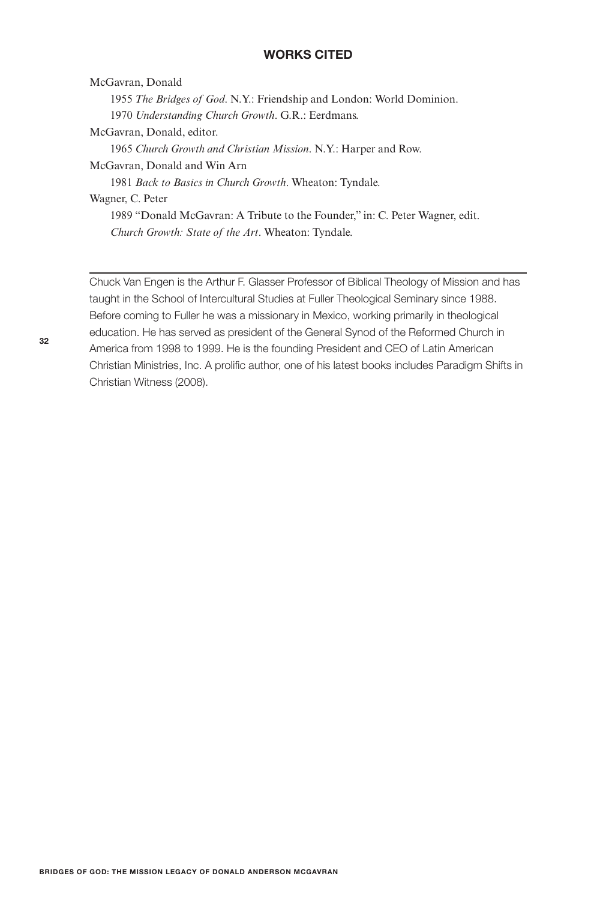## WORKS CITED

McGavran, Donald

1955 *The Bridges of God*. N.Y.: Friendship and London: World Dominion.

1970 *Understanding Church Growth*. G.R.: Eerdmans.

McGavran, Donald, editor.

1965 *Church Growth and Christian Mission*. N.Y.: Harper and Row.

McGavran, Donald and Win Arn

1981 *Back to Basics in Church Growth*. Wheaton: Tyndale.

Wagner, C. Peter

1989 "Donald McGavran: A Tribute to the Founder," in: C. Peter Wagner, edit. *Church Growth: State of the Art*. Wheaton: Tyndale.

---

Chuck Van Engen is the Arthur F. Glasser Professor of Biblical Theology of Mission and has taught in the School of Intercultural Studies at Fuller Theological Seminary since 1988. Before coming to Fuller he was a missionary in Mexico, working primarily in theological education. He has served as president of the General Synod of the Reformed Church in America from 1998 to 1999. He is the founding President and CEO of Latin American Christian Ministries, Inc. A prolific author, one of his latest books includes Paradigm Shifts in Christian Witness (2008).